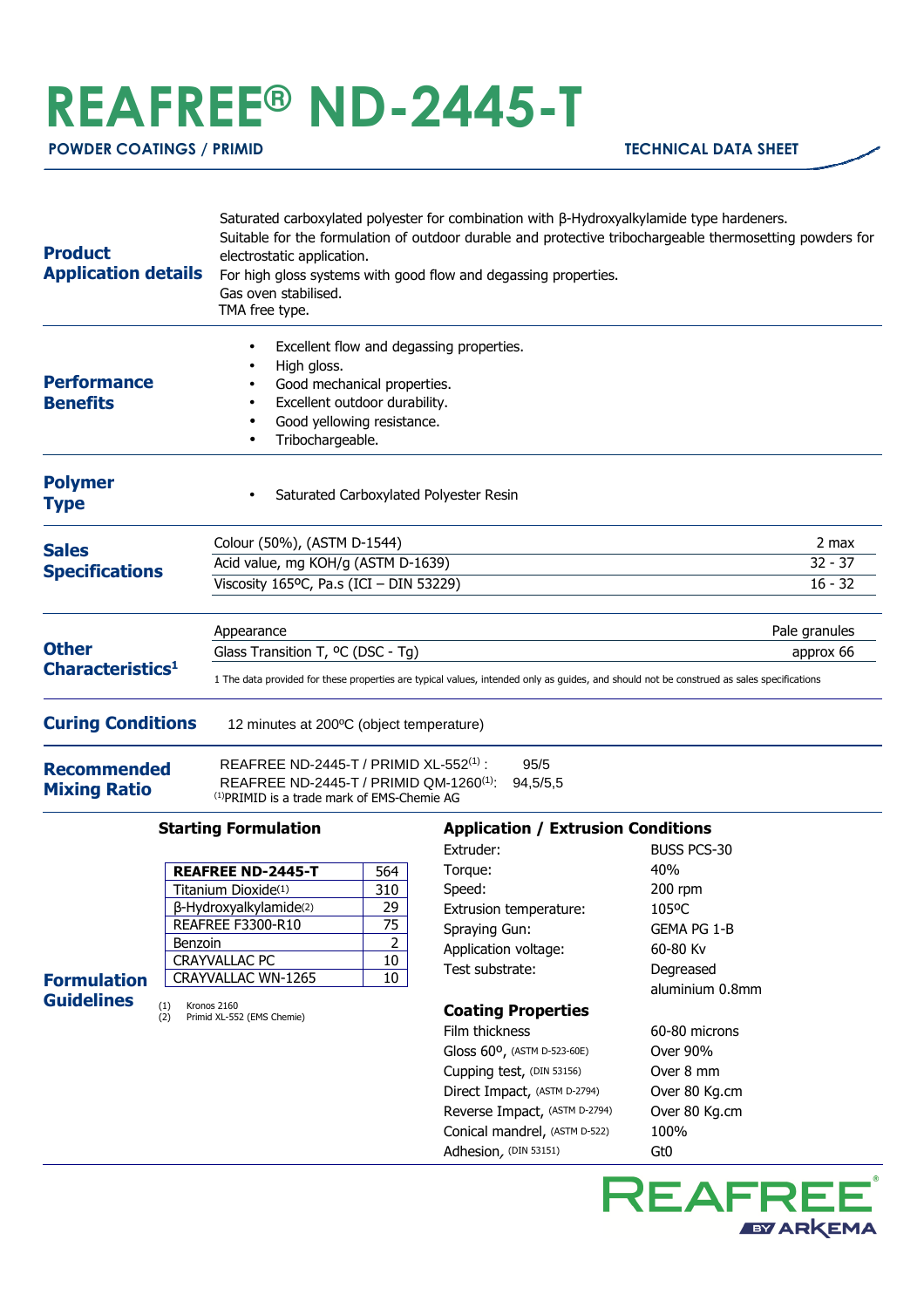# REAFREE® ND-2445-T

**POWDER COATINGS / PRIMID** — **TECHNICAL DATA SHEET**

## Product Application details

Saturated carboxylated polyester for combination with β-Hydroxyalkylamide type hardeners.
Suitable for the formulation of outdoor durable and protective tribochargeable thermosetting powders for electrostatic application.
For high gloss systems with good flow and degassing properties.
Gas oven stabilised.
TMA free type.

## Performance Benefits

- Excellent flow and degassing properties.
- High gloss.
- Good mechanical properties.
- Excellent outdoor durability.
- Good yellowing resistance.
- Tribochargeable.

## Polymer Type

- Saturated Carboxylated Polyester Resin

## Sales Specifications

| Property | Value |
|---|---|
| Colour (50%), (ASTM D-1544) | 2 max |
| Acid value, mg KOH/g (ASTM D-1639) | 32 - 37 |
| Viscosity 165ºC, Pa.s (ICI – DIN 53229) | 16 - 32 |

## Other Characteristics[1]

| Property | Value |
|---|---|
| Appearance | Pale granules |
| Glass Transition T, ºC (DSC - Tg) | approx 66 |

1 The data provided for these properties are typical values, intended only as guides, and should not be construed as sales specifications

## Curing Conditions

12 minutes at 200ºC (object temperature)

## Recommended Mixing Ratio

REAFREE ND-2445-T / PRIMID XL-552[(1)] : 95/5
REAFREE ND-2445-T / PRIMID QM-1260[(1)]: 94,5/5,5
[(1)]PRIMID is a trade mark of EMS-Chemie AG

## Formulation Guidelines

### Starting Formulation

| Component | Parts |
|---|---|
| **REAFREE ND-2445-T** | 564 |
| Titanium Dioxide[(1)] | 310 |
| β-Hydroxyalkylamide[(2)] | 29 |
| REAFREE F3300-R10 | 75 |
| Benzoin | 2 |
| CRAYVALLAC PC | 10 |
| CRAYVALLAC WN-1265 | 10 |

(1) Kronos 2160
(2) Primid XL-552 (EMS Chemie)

### Application / Extrusion Conditions

| | |
|---|---|
| Extruder: | BUSS PCS-30 |
| Torque: | 40% |
| Speed: | 200 rpm |
| Extrusion temperature: | 105ºC |
| Spraying Gun: | GEMA PG 1-B |
| Application voltage: | 60-80 Kv |
| Test substrate: | Degreased aluminium 0.8mm |

### Coating Properties

| | |
|---|---|
| Film thickness | 60-80 microns |
| Gloss 60º, (ASTM D-523-60E) | Over 90% |
| Cupping test, (DIN 53156) | Over 8 mm |
| Direct Impact, (ASTM D-2794) | Over 80 Kg.cm |
| Reverse Impact, (ASTM D-2794) | Over 80 Kg.cm |
| Conical mandrel, (ASTM D-522) | 100% |
| Adhesion, (DIN 53151) | Gt0 |

REAFREE® BY ARKEMA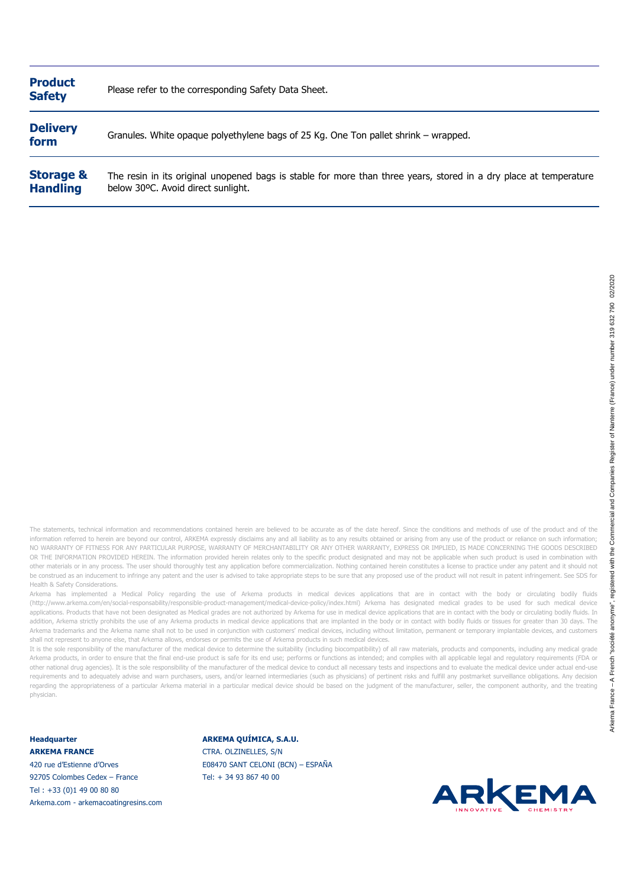| | |
|---|---|
| **Product Safety** | Please refer to the corresponding Safety Data Sheet. |
| **Delivery form** | Granules. White opaque polyethylene bags of 25 Kg. One Ton pallet shrink – wrapped. |
| **Storage & Handling** | The resin in its original unopened bags is stable for more than three years, stored in a dry place at temperature below 30ºC. Avoid direct sunlight. |

The statements, technical information and recommendations contained herein are believed to be accurate as of the date hereof. Since the conditions and methods of use of the product and of the information referred to herein are beyond our control, ARKEMA expressly disclaims any and all liability as to any results obtained or arising from any use of the product or reliance on such information; NO WARRANTY OF FITNESS FOR ANY PARTICULAR PURPOSE, WARRANTY OF MERCHANTABILITY OR ANY OTHER WARRANTY, EXPRESS OR IMPLIED, IS MADE CONCERNING THE GOODS DESCRIBED OR THE INFORMATION PROVIDED HEREIN. The information provided herein relates only to the specific product designated and may not be applicable when such product is used in combination with other materials or in any process. The user should thoroughly test any application before commercialization. Nothing contained herein constitutes a license to practice under any patent and it should not be construed as an inducement to infringe any patent and the user is advised to take appropriate steps to be sure that any proposed use of the product will not result in patent infringement. See SDS for Health & Safety Considerations.

Arkema has implemented a Medical Policy regarding the use of Arkema products in medical devices applications that are in contact with the body or circulating bodily fluids (http://www.arkema.com/en/social-responsability/responsible-product-management/medical-device-policy/index.html) Arkema has designated medical grades to be used for such medical device applications. Products that have not been designated as Medical grades are not authorized by Arkema for use in medical device applications that are in contact with the body or circulating bodily fluids. In addition, Arkema strictly prohibits the use of any Arkema products in medical device applications that are implanted in the body or in contact with bodily fluids or tissues for greater than 30 days. The Arkema trademarks and the Arkema name shall not to be used in conjunction with customers' medical devices, including without limitation, permanent or temporary implantable devices, and customers shall not represent to anyone else, that Arkema allows, endorses or permits the use of Arkema products in such medical devices.

It is the sole responsibility of the manufacturer of the medical device to determine the suitability (including biocompatibility) of all raw materials, products and components, including any medical grade Arkema products, in order to ensure that the final end-use product is safe for its end use; performs or functions as intended; and complies with all applicable legal and regulatory requirements (FDA or other national drug agencies). It is the sole responsibility of the manufacturer of the medical device to conduct all necessary tests and inspections and to evaluate the medical device under actual end-use requirements and to adequately advise and warn purchasers, users, and/or learned intermediaries (such as physicians) of pertinent risks and fulfill any postmarket surveillance obligations. Any decision regarding the appropriateness of a particular Arkema material in a particular medical device should be based on the judgment of the manufacturer, seller, the component authority, and the treating physician.

**Headquarter**
**ARKEMA FRANCE**
420 rue d'Estienne d'Orves
92705 Colombes Cedex – France
Tel : +33 (0)1 49 00 80 80
Arkema.com - arkemacoatingresins.com

**ARKEMA QUÍMICA, S.A.U.**
CTRA. OLZINELLES, S/N
E08470 SANT CELONI (BCN) – ESPAÑA
Tel: + 34 93 867 40 00

ARKEMA INNOVATIVE CHEMISTRY

Arkema France – A French "société anonyme", registered with the Commercial and Companies Register of Nanterre (France) under number 319 632 790 02/2020